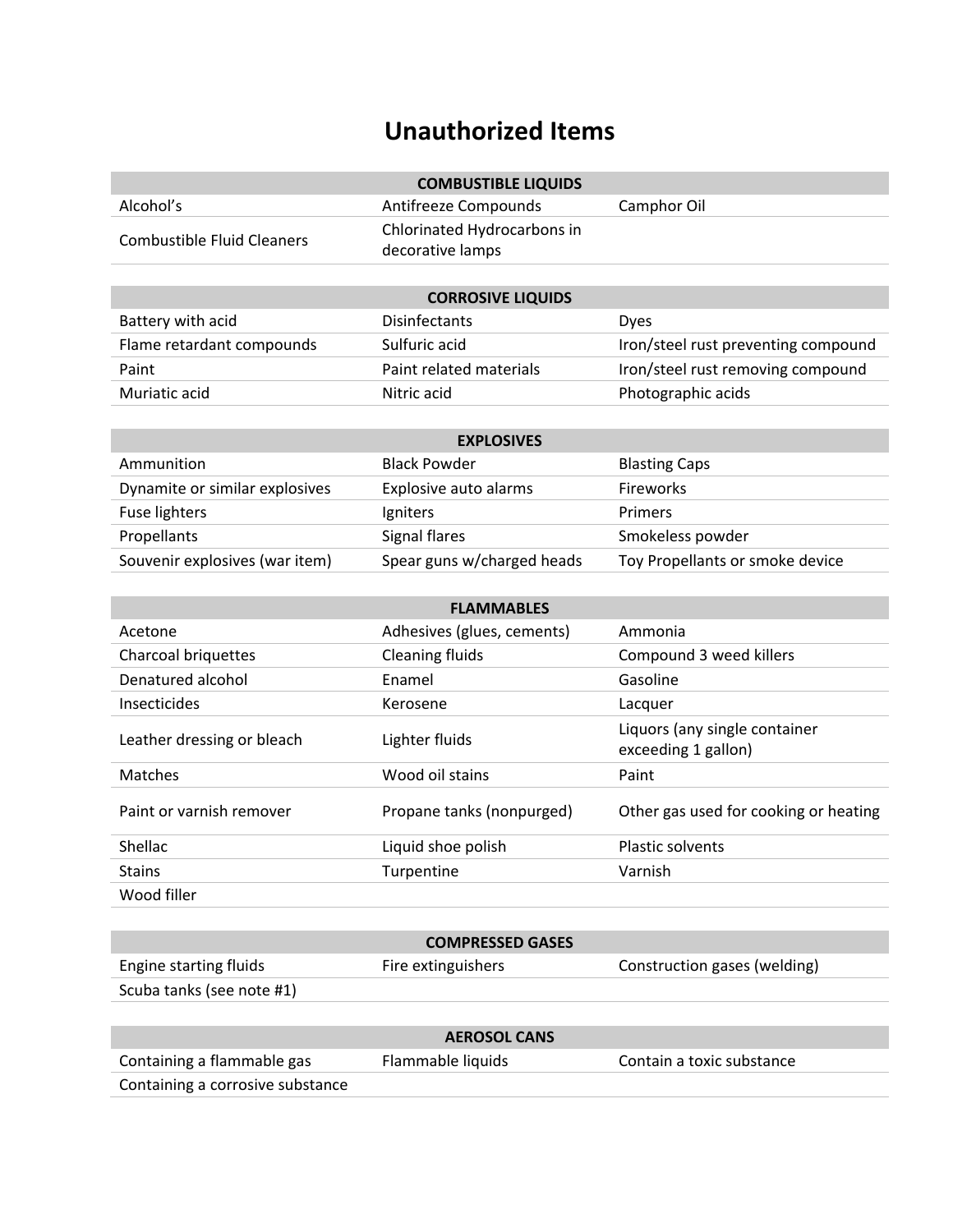# Unauthorized Items

| COMBUSTIBLE LIQUIDS | | |
|---|---|---|
| Alcohol's | Antifreeze Compounds | Camphor Oil |
| Combustible Fluid Cleaners | Chlorinated Hydrocarbons in decorative lamps | |

| CORROSIVE LIQUIDS | | |
|---|---|---|
| Battery with acid | Disinfectants | Dyes |
| Flame retardant compounds | Sulfuric acid | Iron/steel rust preventing compound |
| Paint | Paint related materials | Iron/steel rust removing compound |
| Muriatic acid | Nitric acid | Photographic acids |

| EXPLOSIVES | | |
|---|---|---|
| Ammunition | Black Powder | Blasting Caps |
| Dynamite or similar explosives | Explosive auto alarms | Fireworks |
| Fuse lighters | Igniters | Primers |
| Propellants | Signal flares | Smokeless powder |
| Souvenir explosives (war item) | Spear guns w/charged heads | Toy Propellants or smoke device |

| FLAMMABLES | | |
|---|---|---|
| Acetone | Adhesives (glues, cements) | Ammonia |
| Charcoal briquettes | Cleaning fluids | Compound 3 weed killers |
| Denatured alcohol | Enamel | Gasoline |
| Insecticides | Kerosene | Lacquer |
| Leather dressing or bleach | Lighter fluids | Liquors (any single container exceeding 1 gallon) |
| Matches | Wood oil stains | Paint |
| Paint or varnish remover | Propane tanks (nonpurged) | Other gas used for cooking or heating |
| Shellac | Liquid shoe polish | Plastic solvents |
| Stains | Turpentine | Varnish |
| Wood filler | | |

| COMPRESSED GASES | | |
|---|---|---|
| Engine starting fluids | Fire extinguishers | Construction gases (welding) |
| Scuba tanks (see note #1) | | |

| AEROSOL CANS | | |
|---|---|---|
| Containing a flammable gas | Flammable liquids | Contain a toxic substance |
| Containing a corrosive substance | | |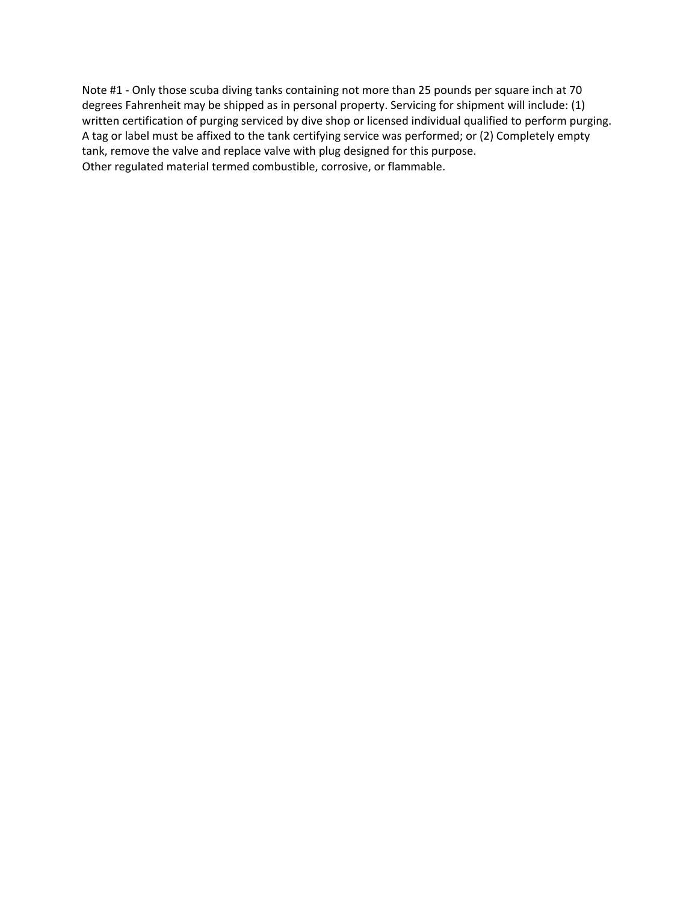Note #1 - Only those scuba diving tanks containing not more than 25 pounds per square inch at 70 degrees Fahrenheit may be shipped as in personal property. Servicing for shipment will include: (1) written certification of purging serviced by dive shop or licensed individual qualified to perform purging. A tag or label must be affixed to the tank certifying service was performed; or (2) Completely empty tank, remove the valve and replace valve with plug designed for this purpose.
Other regulated material termed combustible, corrosive, or flammable.